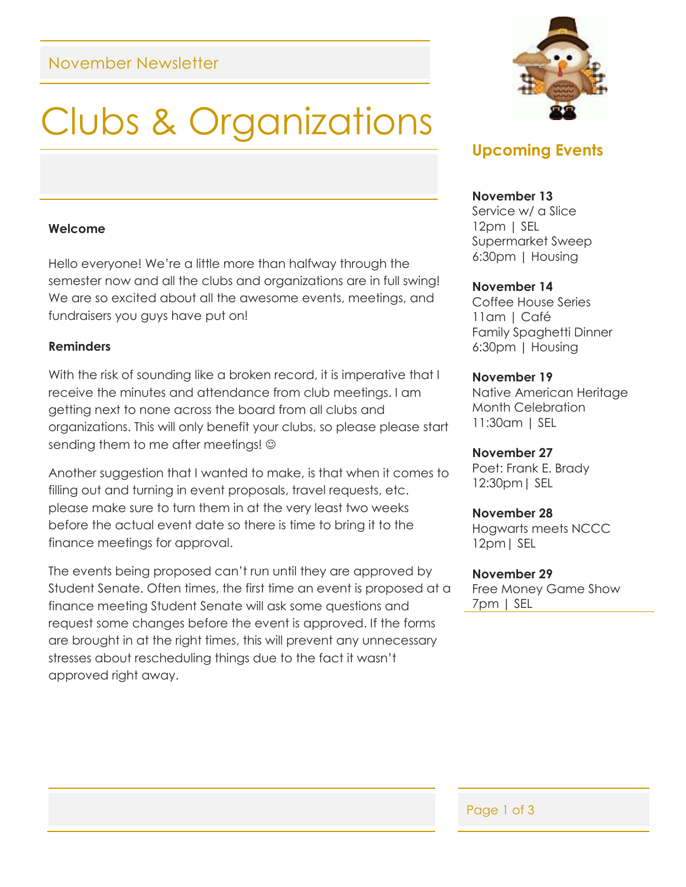November Newsletter

# Clubs & Organizations

**Welcome**

Hello everyone! We're a little more than halfway through the semester now and all the clubs and organizations are in full swing! We are so excited about all the awesome events, meetings, and fundraisers you guys have put on!

**Reminders**

With the risk of sounding like a broken record, it is imperative that I receive the minutes and attendance from club meetings. I am getting next to none across the board from all clubs and organizations. This will only benefit your clubs, so please please start sending them to me after meetings! ☺

Another suggestion that I wanted to make, is that when it comes to filling out and turning in event proposals, travel requests, etc. please make sure to turn them in at the very least two weeks before the actual event date so there is time to bring it to the finance meetings for approval.

The events being proposed can't run until they are approved by Student Senate. Often times, the first time an event is proposed at a finance meeting Student Senate will ask some questions and request some changes before the event is approved. If the forms are brought in at the right times, this will prevent any unnecessary stresses about rescheduling things due to the fact it wasn't approved right away.

## Upcoming Events

**November 13**
Service w/ a Slice
12pm | SEL
Supermarket Sweep
6:30pm | Housing

**November 14**
Coffee House Series
11am | Café
Family Spaghetti Dinner
6:30pm | Housing

**November 19**
Native American Heritage Month Celebration
11:30am | SEL

**November 27**
Poet: Frank E. Brady
12:30pm| SEL

**November 28**
Hogwarts meets NCCC
12pm| SEL

**November 29**
Free Money Game Show
7pm | SEL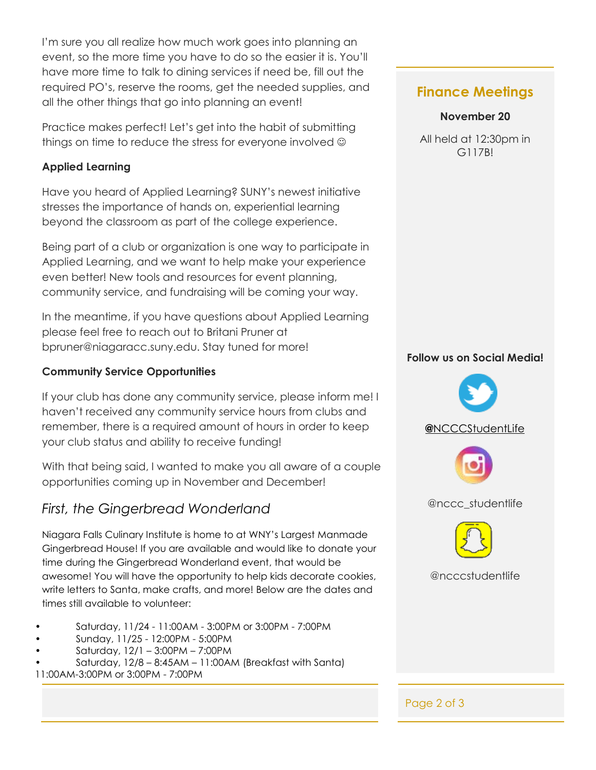I'm sure you all realize how much work goes into planning an event, so the more time you have to do so the easier it is. You'll have more time to talk to dining services if need be, fill out the required PO's, reserve the rooms, get the needed supplies, and all the other things that go into planning an event!

Practice makes perfect! Let's get into the habit of submitting things on time to reduce the stress for everyone involved ☺

**Applied Learning**

Have you heard of Applied Learning? SUNY's newest initiative stresses the importance of hands on, experiential learning beyond the classroom as part of the college experience.

Being part of a club or organization is one way to participate in Applied Learning, and we want to help make your experience even better! New tools and resources for event planning, community service, and fundraising will be coming your way.

In the meantime, if you have questions about Applied Learning please feel free to reach out to Britani Pruner at bpruner@niagaracc.suny.edu. Stay tuned for more!

**Community Service Opportunities**

If your club has done any community service, please inform me! I haven't received any community service hours from clubs and remember, there is a required amount of hours in order to keep your club status and ability to receive funding!

With that being said, I wanted to make you all aware of a couple opportunities coming up in November and December!

## *First, the Gingerbread Wonderland*

Niagara Falls Culinary Institute is home to at WNY's Largest Manmade Gingerbread House! If you are available and would like to donate your time during the Gingerbread Wonderland event, that would be awesome! You will have the opportunity to help kids decorate cookies, write letters to Santa, make crafts, and more! Below are the dates and times still available to volunteer:

- Saturday, 11/24 - 11:00AM - 3:00PM or 3:00PM - 7:00PM
- Sunday, 11/25 - 12:00PM - 5:00PM
- Saturday, 12/1 – 3:00PM – 7:00PM
- Saturday, 12/8 – 8:45AM – 11:00AM (Breakfast with Santa)

11:00AM-3:00PM or 3:00PM - 7:00PM

## Finance Meetings

**November 20**

All held at 12:30pm in G117B!

**Follow us on Social Media!**

@NCCCStudentLife

@nccc_studentlife

@ncccstudentlife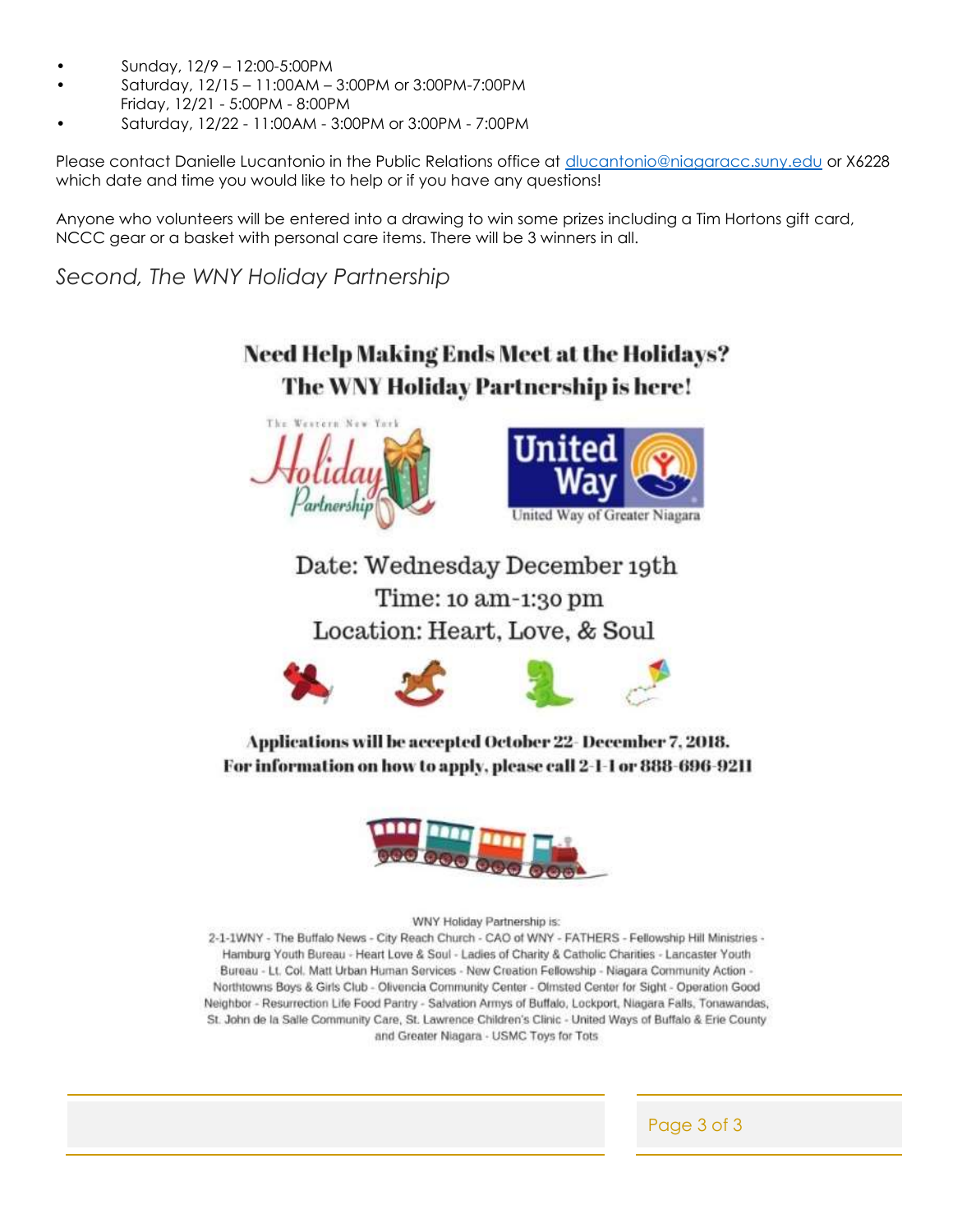- Sunday, 12/9 – 12:00-5:00PM
- Saturday, 12/15 – 11:00AM – 3:00PM or 3:00PM-7:00PM
  Friday, 12/21 - 5:00PM - 8:00PM
- Saturday, 12/22 - 11:00AM - 3:00PM or 3:00PM - 7:00PM

Please contact Danielle Lucantonio in the Public Relations office at dlucantonio@niagaracc.suny.edu or X6228 which date and time you would like to help or if you have any questions!

Anyone who volunteers will be entered into a drawing to win some prizes including a Tim Hortons gift card, NCCC gear or a basket with personal care items. There will be 3 winners in all.

*Second, The WNY Holiday Partnership*

**Need Help Making Ends Meet at the Holidays?**
**The WNY Holiday Partnership is here!**

The Western New York Holiday Partnership

United Way
United Way of Greater Niagara

Date: Wednesday December 19th
Time: 10 am-1:30 pm
Location: Heart, Love, & Soul

**Applications will be accepted October 22- December 7, 2018.**
**For information on how to apply, please call 2-1-1 or 888-696-9211**

WNY Holiday Partnership is:
2-1-1WNY - The Buffalo News - City Reach Church - CAO of WNY - FATHERS - Fellowship Hill Ministries - Hamburg Youth Bureau - Heart Love & Soul - Ladies of Charity & Catholic Charities - Lancaster Youth Bureau - Lt. Col. Matt Urban Human Services - New Creation Fellowship - Niagara Community Action - Northtowns Boys & Girls Club - Olivencia Community Center - Olmsted Center for Sight - Operation Good Neighbor - Resurrection Life Food Pantry - Salvation Armys of Buffalo, Lockport, Niagara Falls, Tonawandas, St. John de la Salle Community Care, St. Lawrence Children's Clinic - United Ways of Buffalo & Erie County and Greater Niagara - USMC Toys for Tots